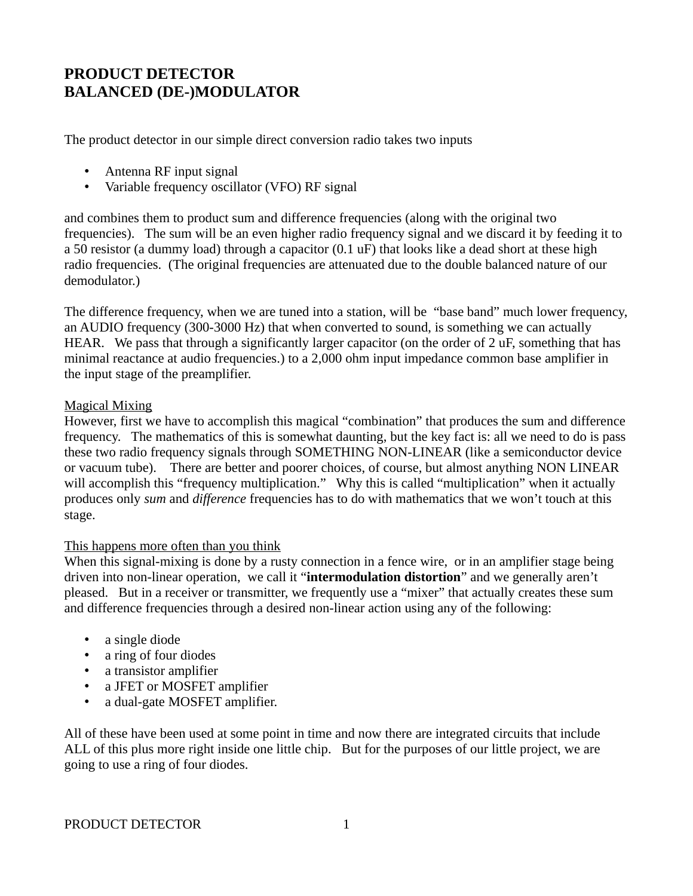# PRODUCT DETECTOR
# BALANCED (DE-)MODULATOR

The product detector in our simple direct conversion radio takes two inputs

- Antenna RF input signal
- Variable frequency oscillator (VFO) RF signal

and combines them to product sum and difference frequencies (along with the original two frequencies). The sum will be an even higher radio frequency signal and we discard it by feeding it to a 50 resistor (a dummy load) through a capacitor (0.1 uF) that looks like a dead short at these high radio frequencies. (The original frequencies are attenuated due to the double balanced nature of our demodulator.)

The difference frequency, when we are tuned into a station, will be "base band" much lower frequency, an AUDIO frequency (300-3000 Hz) that when converted to sound, is something we can actually HEAR. We pass that through a significantly larger capacitor (on the order of 2 uF, something that has minimal reactance at audio frequencies.) to a 2,000 ohm input impedance common base amplifier in the input stage of the preamplifier.

<u>Magical Mixing</u>

However, first we have to accomplish this magical "combination" that produces the sum and difference frequency. The mathematics of this is somewhat daunting, but the key fact is: all we need to do is pass these two radio frequency signals through SOMETHING NON-LINEAR (like a semiconductor device or vacuum tube). There are better and poorer choices, of course, but almost anything NON LINEAR will accomplish this "frequency multiplication." Why this is called "multiplication" when it actually produces only *sum* and *difference* frequencies has to do with mathematics that we won't touch at this stage.

<u>This happens more often than you think</u>

When this signal-mixing is done by a rusty connection in a fence wire, or in an amplifier stage being driven into non-linear operation, we call it "**intermodulation distortion**" and we generally aren't pleased. But in a receiver or transmitter, we frequently use a "mixer" that actually creates these sum and difference frequencies through a desired non-linear action using any of the following:

- a single diode
- a ring of four diodes
- a transistor amplifier
- a JFET or MOSFET amplifier
- a dual-gate MOSFET amplifier.

All of these have been used at some point in time and now there are integrated circuits that include ALL of this plus more right inside one little chip. But for the purposes of our little project, we are going to use a ring of four diodes.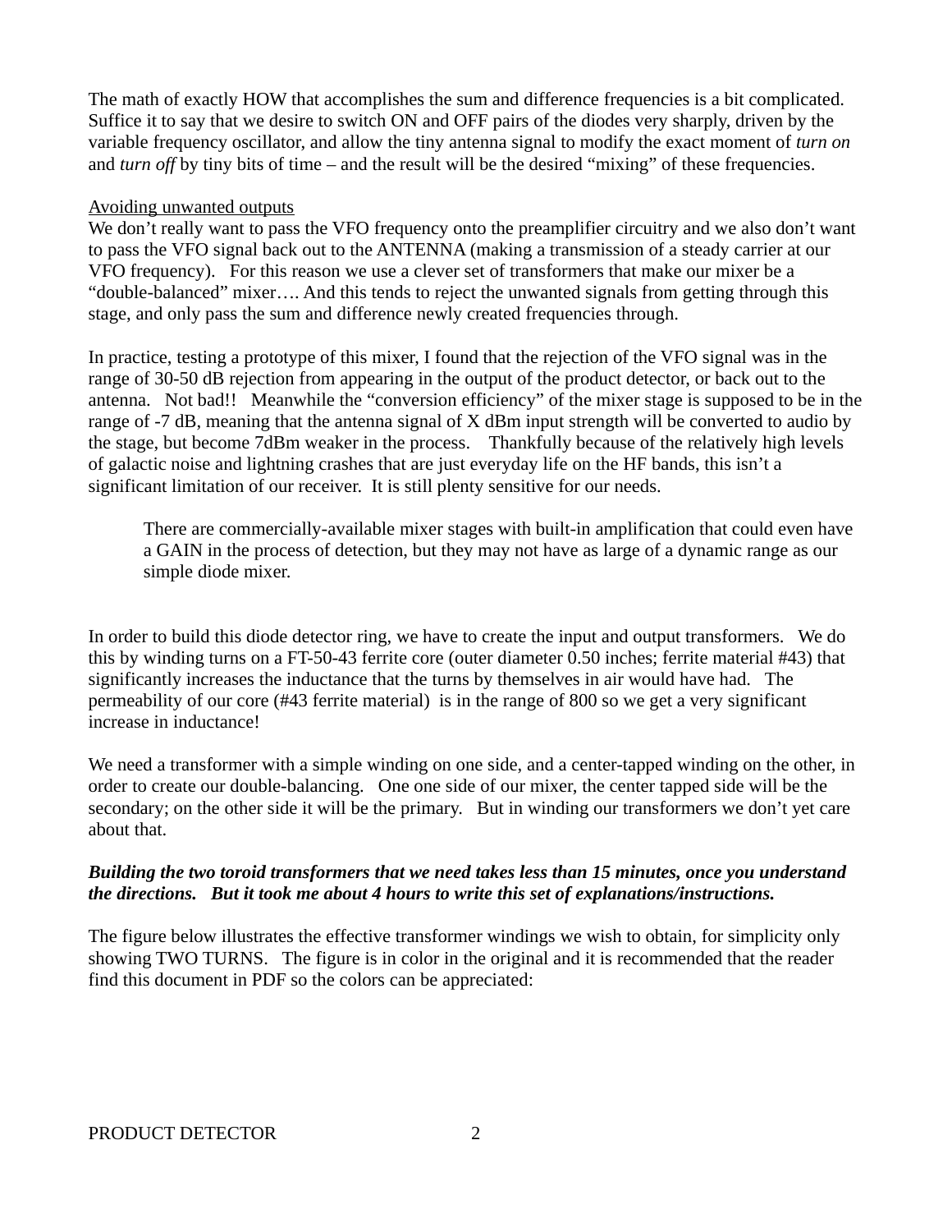The math of exactly HOW that accomplishes the sum and difference frequencies is a bit complicated. Suffice it to say that we desire to switch ON and OFF pairs of the diodes very sharply, driven by the variable frequency oscillator, and allow the tiny antenna signal to modify the exact moment of *turn on* and *turn off* by tiny bits of time – and the result will be the desired "mixing" of these frequencies.

Avoiding unwanted outputs

We don't really want to pass the VFO frequency onto the preamplifier circuitry and we also don't want to pass the VFO signal back out to the ANTENNA (making a transmission of a steady carrier at our VFO frequency). For this reason we use a clever set of transformers that make our mixer be a "double-balanced" mixer…. And this tends to reject the unwanted signals from getting through this stage, and only pass the sum and difference newly created frequencies through.

In practice, testing a prototype of this mixer, I found that the rejection of the VFO signal was in the range of 30-50 dB rejection from appearing in the output of the product detector, or back out to the antenna. Not bad!! Meanwhile the "conversion efficiency" of the mixer stage is supposed to be in the range of -7 dB, meaning that the antenna signal of X dBm input strength will be converted to audio by the stage, but become 7dBm weaker in the process. Thankfully because of the relatively high levels of galactic noise and lightning crashes that are just everyday life on the HF bands, this isn't a significant limitation of our receiver. It is still plenty sensitive for our needs.

> There are commercially-available mixer stages with built-in amplification that could even have a GAIN in the process of detection, but they may not have as large of a dynamic range as our simple diode mixer.

In order to build this diode detector ring, we have to create the input and output transformers. We do this by winding turns on a FT-50-43 ferrite core (outer diameter 0.50 inches; ferrite material #43) that significantly increases the inductance that the turns by themselves in air would have had. The permeability of our core (#43 ferrite material) is in the range of 800 so we get a very significant increase in inductance!

We need a transformer with a simple winding on one side, and a center-tapped winding on the other, in order to create our double-balancing. One one side of our mixer, the center tapped side will be the secondary; on the other side it will be the primary. But in winding our transformers we don't yet care about that.

***Building the two toroid transformers that we need takes less than 15 minutes, once you understand the directions. But it took me about 4 hours to write this set of explanations/instructions.***

The figure below illustrates the effective transformer windings we wish to obtain, for simplicity only showing TWO TURNS. The figure is in color in the original and it is recommended that the reader find this document in PDF so the colors can be appreciated: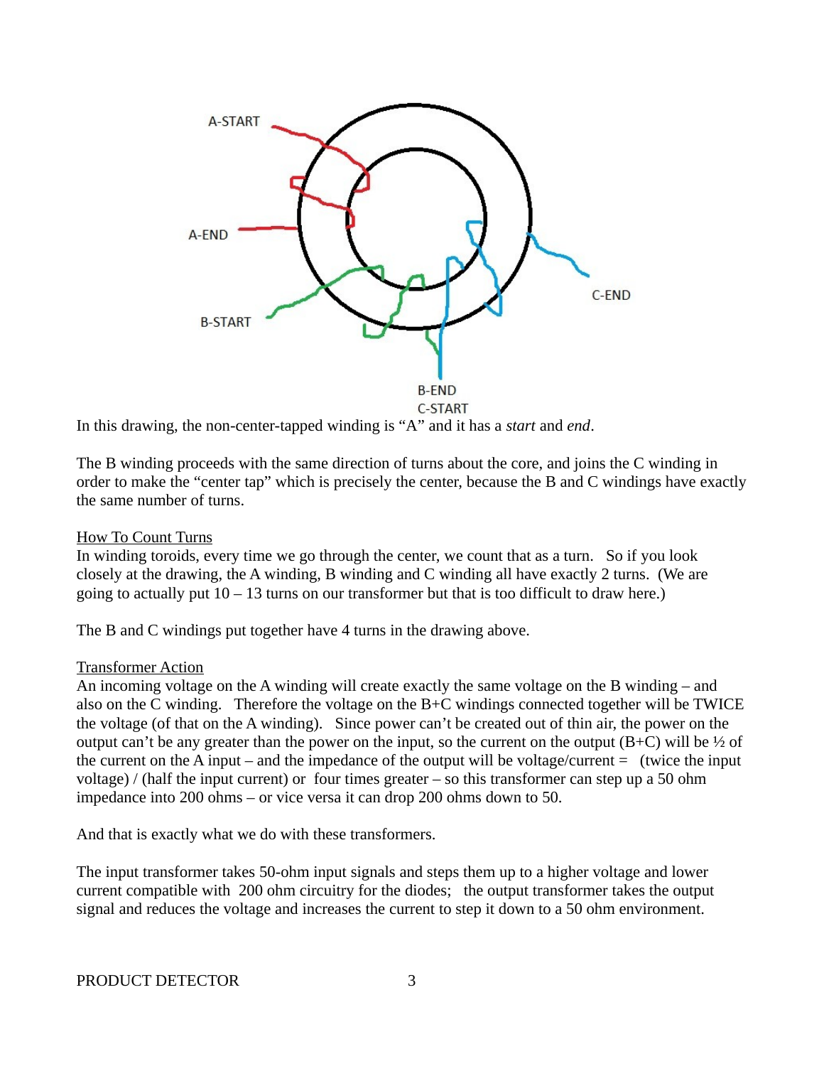In this drawing, the non-center-tapped winding is “A” and it has a *start* and *end*.

The B winding proceeds with the same direction of turns about the core, and joins the C winding in order to make the “center tap” which is precisely the center, because the B and C windings have exactly the same number of turns.

<u>How To Count Turns</u>
In winding toroids, every time we go through the center, we count that as a turn. So if you look closely at the drawing, the A winding, B winding and C winding all have exactly 2 turns. (We are going to actually put 10 – 13 turns on our transformer but that is too difficult to draw here.)

The B and C windings put together have 4 turns in the drawing above.

<u>Transformer Action</u>
An incoming voltage on the A winding will create exactly the same voltage on the B winding – and also on the C winding. Therefore the voltage on the B+C windings connected together will be TWICE the voltage (of that on the A winding). Since power can’t be created out of thin air, the power on the output can’t be any greater than the power on the input, so the current on the output (B+C) will be ½ of the current on the A input – and the impedance of the output will be voltage/current = (twice the input voltage) / (half the input current) or four times greater – so this transformer can step up a 50 ohm impedance into 200 ohms – or vice versa it can drop 200 ohms down to 50.

And that is exactly what we do with these transformers.

The input transformer takes 50-ohm input signals and steps them up to a higher voltage and lower current compatible with 200 ohm circuitry for the diodes; the output transformer takes the output signal and reduces the voltage and increases the current to step it down to a 50 ohm environment.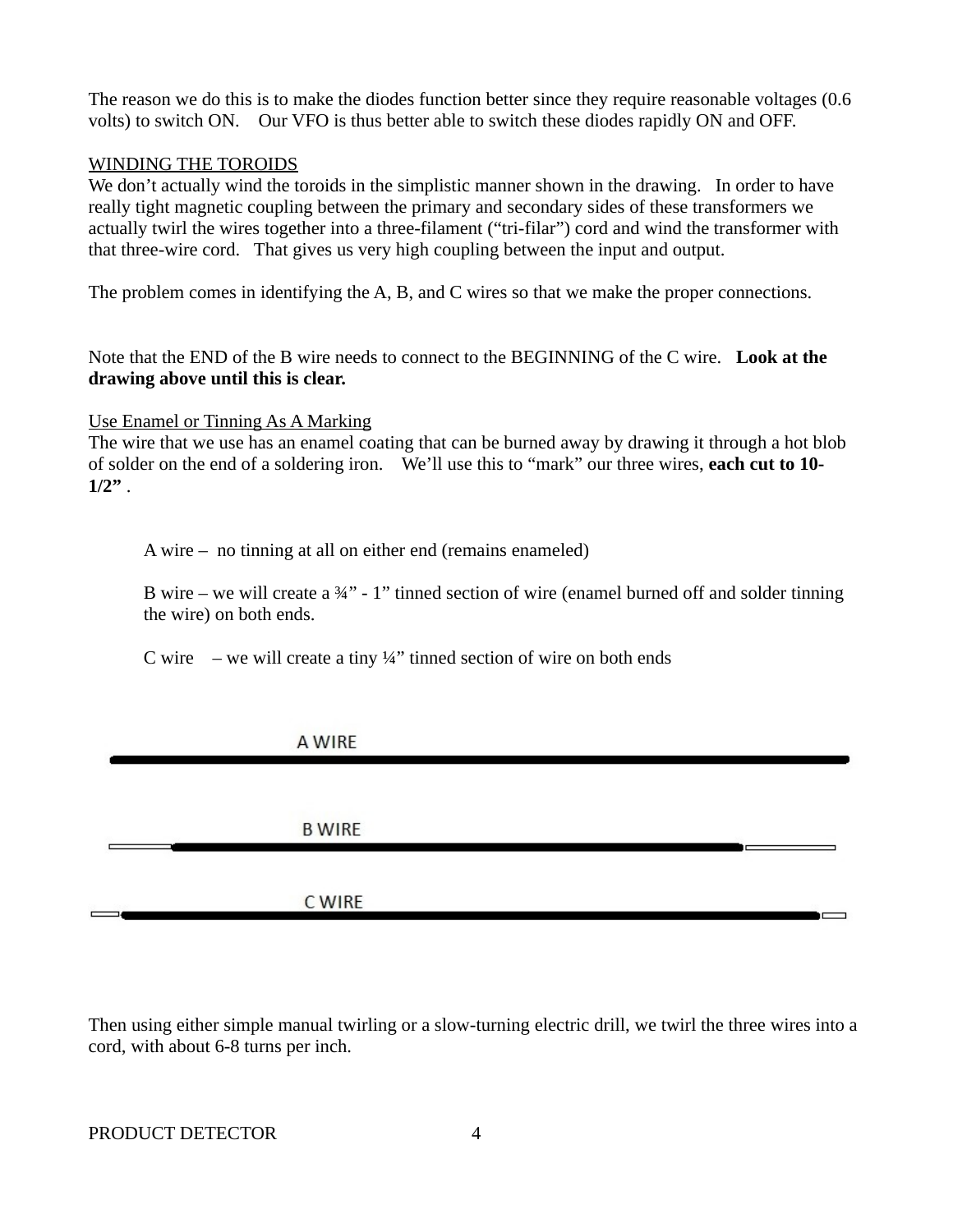The reason we do this is to make the diodes function better since they require reasonable voltages (0.6 volts) to switch ON. Our VFO is thus better able to switch these diodes rapidly ON and OFF.

<u>WINDING THE TOROIDS</u>

We don't actually wind the toroids in the simplistic manner shown in the drawing. In order to have really tight magnetic coupling between the primary and secondary sides of these transformers we actually twirl the wires together into a three-filament ("tri-filar") cord and wind the transformer with that three-wire cord. That gives us very high coupling between the input and output.

The problem comes in identifying the A, B, and C wires so that we make the proper connections.

Note that the END of the B wire needs to connect to the BEGINNING of the C wire. **Look at the drawing above until this is clear.**

<u>Use Enamel or Tinning As A Marking</u>

The wire that we use has an enamel coating that can be burned away by drawing it through a hot blob of solder on the end of a soldering iron. We'll use this to "mark" our three wires, **each cut to 10-1/2"** .

> A wire – no tinning at all on either end (remains enameled)
>
> B wire – we will create a ¾" - 1" tinned section of wire (enamel burned off and solder tinning the wire) on both ends.
>
> C wire – we will create a tiny ¼" tinned section of wire on both ends

A WIRE

B WIRE

C WIRE

Then using either simple manual twirling or a slow-turning electric drill, we twirl the three wires into a cord, with about 6-8 turns per inch.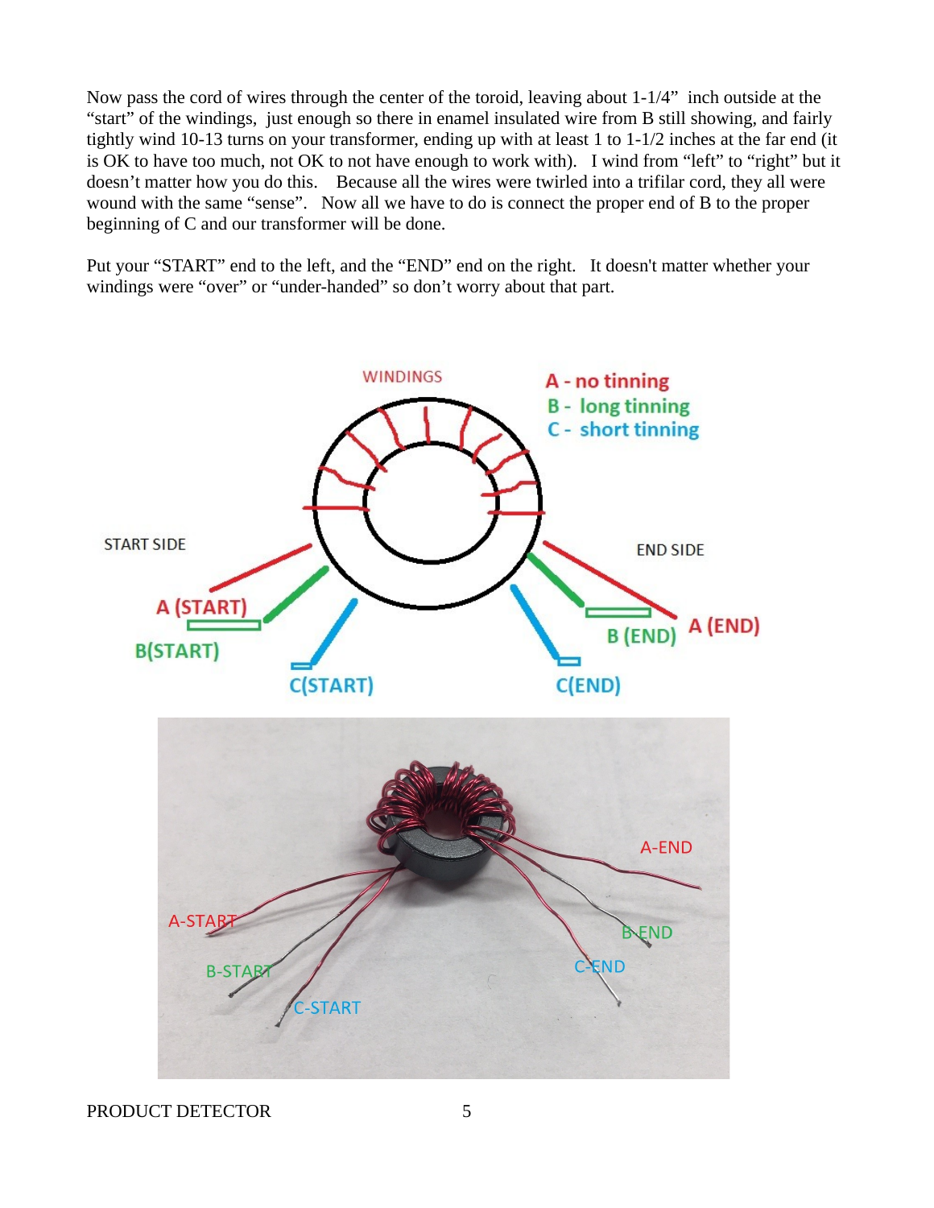Now pass the cord of wires through the center of the toroid, leaving about 1-1/4" inch outside at the "start" of the windings, just enough so there in enamel insulated wire from B still showing, and fairly tightly wind 10-13 turns on your transformer, ending up with at least 1 to 1-1/2 inches at the far end (it is OK to have too much, not OK to not have enough to work with). I wind from "left" to "right" but it doesn't matter how you do this. Because all the wires were twirled into a trifilar cord, they all were wound with the same "sense". Now all we have to do is connect the proper end of B to the proper beginning of C and our transformer will be done.

Put your "START" end to the left, and the "END" end on the right. It doesn't matter whether your windings were "over" or "under-handed" so don't worry about that part.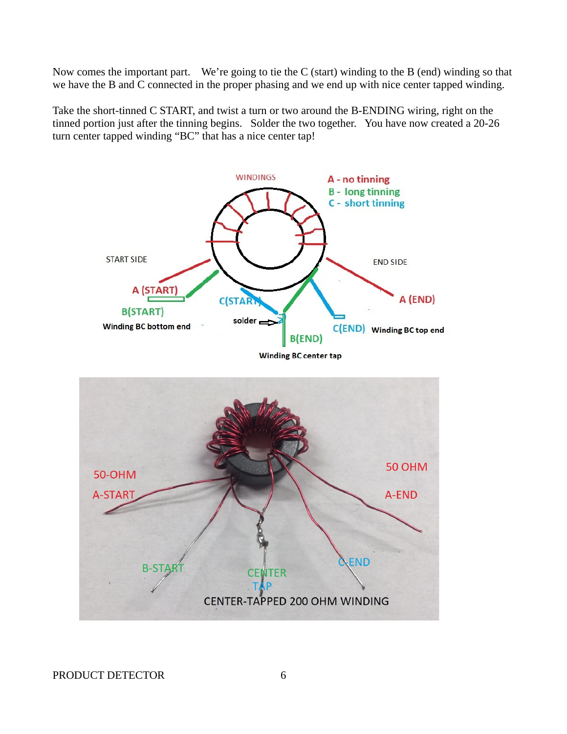Now comes the important part.   We’re going to tie the C (start) winding to the B (end) winding so that we have the B and C connected in the proper phasing and we end up with nice center tapped winding.

Take the short-tinned C START, and twist a turn or two around the B-ENDING wiring, right on the tinned portion just after the tinning begins.   Solder the two together.   You have now created a 20-26 turn center tapped winding “BC” that has a nice center tap!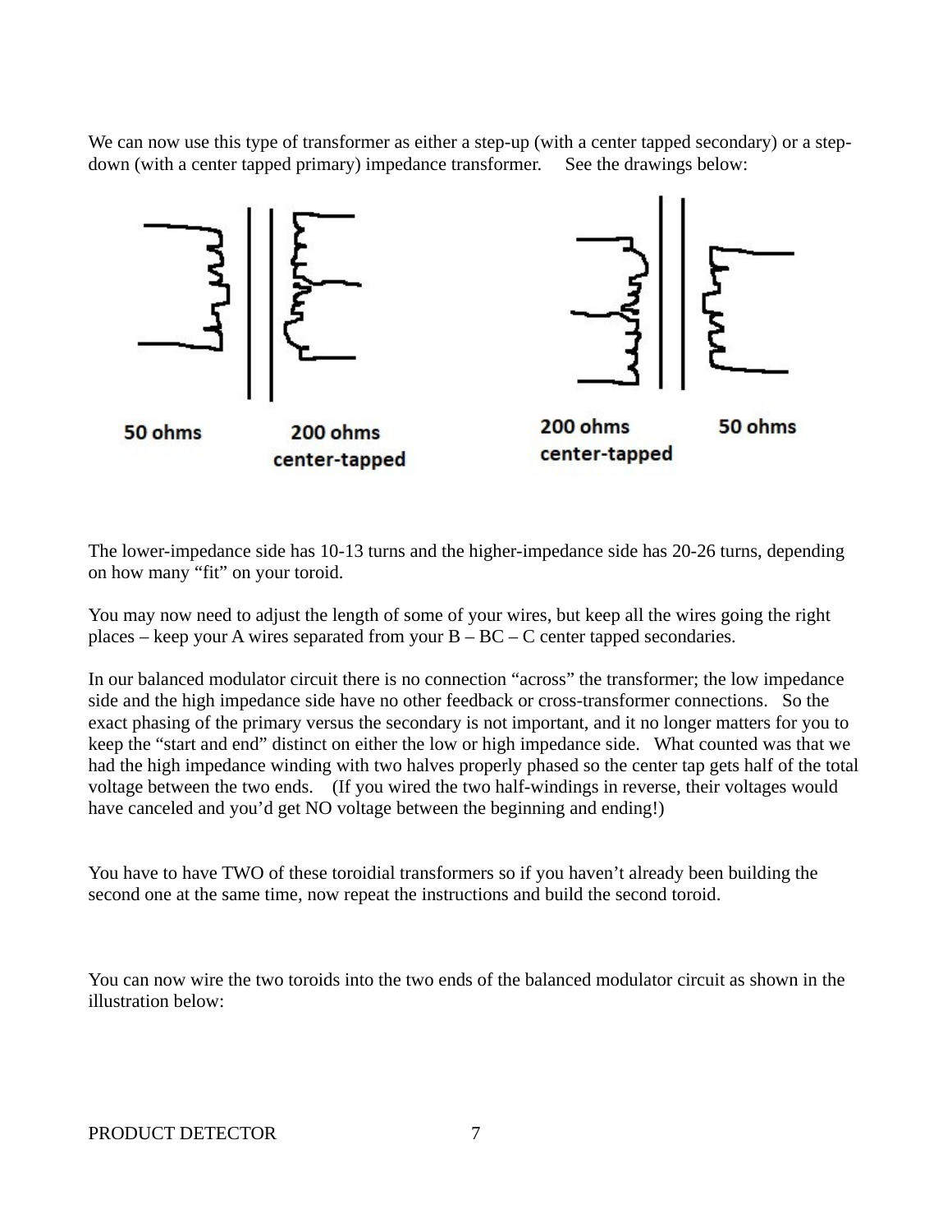We can now use this type of transformer as either a step-up (with a center tapped secondary) or a step-down (with a center tapped primary) impedance transformer.   See the drawings below:

50 ohms   200 ohms center-tapped

200 ohms center-tapped   50 ohms

The lower-impedance side has 10-13 turns and the higher-impedance side has 20-26 turns, depending on how many "fit" on your toroid.

You may now need to adjust the length of some of your wires, but keep all the wires going the right places – keep your A wires separated from your B – BC – C center tapped secondaries.

In our balanced modulator circuit there is no connection "across" the transformer; the low impedance side and the high impedance side have no other feedback or cross-transformer connections.   So the exact phasing of the primary versus the secondary is not important, and it no longer matters for you to keep the "start and end" distinct on either the low or high impedance side.   What counted was that we had the high impedance winding with two halves properly phased so the center tap gets half of the total voltage between the two ends.   (If you wired the two half-windings in reverse, their voltages would have canceled and you'd get NO voltage between the beginning and ending!)

You have to have TWO of these toroidial transformers so if you haven't already been building the second one at the same time, now repeat the instructions and build the second toroid.

You can now wire the two toroids into the two ends of the balanced modulator circuit as shown in the illustration below: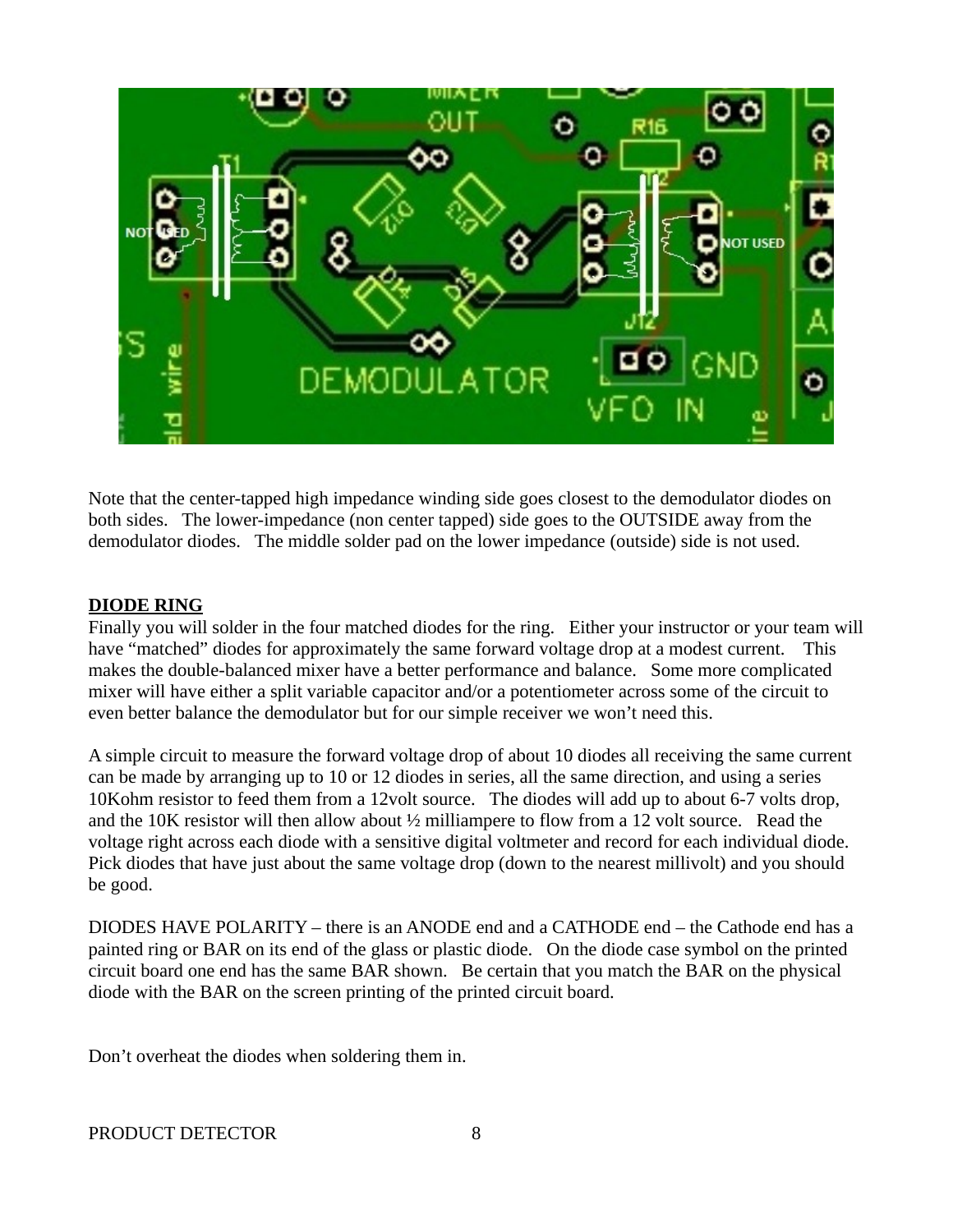Note that the center-tapped high impedance winding side goes closest to the demodulator diodes on both sides. The lower-impedance (non center tapped) side goes to the OUTSIDE away from the demodulator diodes. The middle solder pad on the lower impedance (outside) side is not used.

**DIODE RING**

Finally you will solder in the four matched diodes for the ring. Either your instructor or your team will have "matched" diodes for approximately the same forward voltage drop at a modest current. This makes the double-balanced mixer have a better performance and balance. Some more complicated mixer will have either a split variable capacitor and/or a potentiometer across some of the circuit to even better balance the demodulator but for our simple receiver we won't need this.

A simple circuit to measure the forward voltage drop of about 10 diodes all receiving the same current can be made by arranging up to 10 or 12 diodes in series, all the same direction, and using a series 10Kohm resistor to feed them from a 12volt source. The diodes will add up to about 6-7 volts drop, and the 10K resistor will then allow about ½ milliampere to flow from a 12 volt source. Read the voltage right across each diode with a sensitive digital voltmeter and record for each individual diode. Pick diodes that have just about the same voltage drop (down to the nearest millivolt) and you should be good.

DIODES HAVE POLARITY – there is an ANODE end and a CATHODE end – the Cathode end has a painted ring or BAR on its end of the glass or plastic diode. On the diode case symbol on the printed circuit board one end has the same BAR shown. Be certain that you match the BAR on the physical diode with the BAR on the screen printing of the printed circuit board.

Don't overheat the diodes when soldering them in.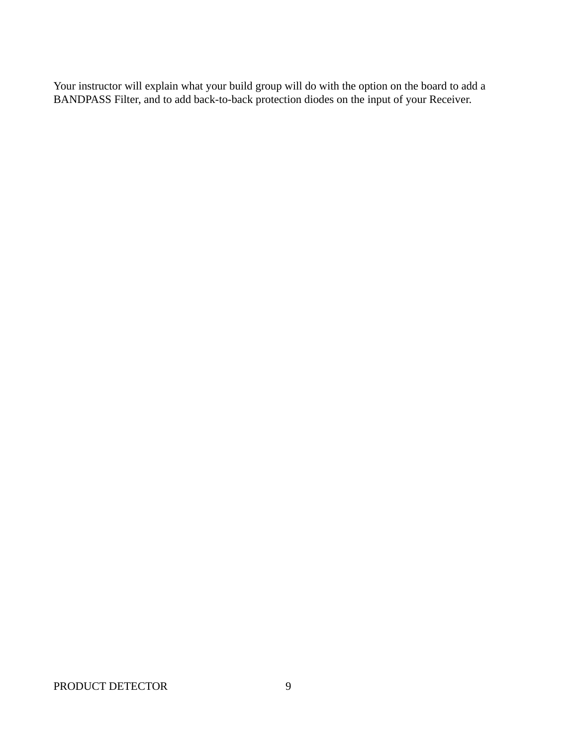Your instructor will explain what your build group will do with the option on the board to add a BANDPASS Filter, and to add back-to-back protection diodes on the input of your Receiver.